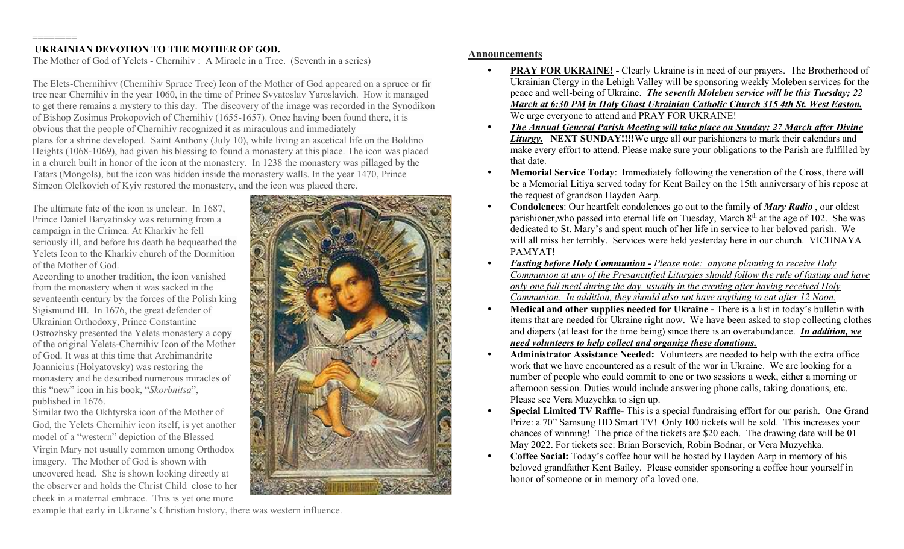## UKRAINIAN DEVOTION TO THE MOTHER OF GOD.

The Mother of God of Yelets - Chernihiv : A Miracle in a Tree. (Seventh in a series)

The Elets-Chernihivv (Chernihiv Spruce Tree) Icon of the Mother of God appeared on a spruce or fir tree near Chernihiv in the year 1060, in the time of Prince Svyatoslav Yaroslavich. How it managed to get there remains a mystery to this day. The discovery of the image was recorded in the Synodikon of Bishop Zosimus Prokopovich of Chernihiv (1655-1657). Once having been found there, it is obvious that the people of Chernihiv recognized it as miraculous and immediately plans for a shrine developed. Saint Anthony (July 10), while living an ascetical life on the Boldino Heights (1068-1069), had given his blessing to found a monastery at this place. The icon was placed in a church built in honor of the icon at the monastery. In 1238 the monastery was pillaged by the Tatars (Mongols), but the icon was hidden inside the monastery walls. In the year 1470, Prince Simeon Olelkovich of Kyiv restored the monastery, and the icon was placed there.

The ultimate fate of the icon is unclear. In 1687, Prince Daniel Baryatinsky was returning from a campaign in the Crimea. At Kharkiv he fell seriously ill, and before his death he bequeathed the Yelets Icon to the Kharkiv church of the Dormition of the Mother of God.

According to another tradition, the icon vanished from the monastery when it was sacked in the seventeenth century by the forces of the Polish king Sigismund III. In 1676, the great defender of Ukrainian Orthodoxy, Prince Constantine Ostrozhsky presented the Yelets monastery a copy of the original Yelets-Chernihiv Icon of the Mother of God. It was at this time that Archimandrite Joannicius (Holyatovsky) was restoring the monastery and he described numerous miracles of this "new" icon in his book, "*Skorbnitsa*", published in 1676.

Similar two the Okhtyrska icon of the Mother of God, the Yelets Chernihiv icon itself, is yet another model of a "western" depiction of the Blessed Virgin Mary not usually common among Orthodox imagery. The Mother of God is shown with uncovered head. She is shown looking directly at the observer and holds the Christ Child close to her cheek in a maternal embrace. This is yet one more example that early in Ukraine's Christian history, there was western influence.

## Announcements

- **PRAY FOR UKRAINE! -** Clearly Ukraine is in need of our prayers. The Brotherhood of Ukrainian Clergy in the Lehigh Valley will be sponsoring weekly Moleben services for the peace and well-being of Ukraine. ***The seventh Moleben service will be this Tuesday; 22 March at 6:30 PM in Holy Ghost Ukrainian Catholic Church 315 4th St. West Easton.*** We urge everyone to attend and PRAY FOR UKRAINE!
- ***The Annual General Parish Meeting will take place on Sunday; 27 March after Divine Liturgy.*** **NEXT SUNDAY!!!!** We urge all our parishioners to mark their calendars and make every effort to attend. Please make sure your obligations to the Parish are fulfilled by that date.
- **Memorial Service Today**: Immediately following the veneration of the Cross, there will be a Memorial Litiya served today for Kent Bailey on the 15th anniversary of his repose at the request of grandson Hayden Aarp.
- **Condolences**: Our heartfelt condolences go out to the family of ***Mary Radio*** , our oldest parishioner,who passed into eternal life on Tuesday, March 8th at the age of 102. She was dedicated to St. Mary's and spent much of her life in service to her beloved parish. We will all miss her terribly. Services were held yesterday here in our church. VICHNAYA PAMYAT!
- ***Fasting before Holy Communion -*** *Please note: anyone planning to receive Holy Communion at any of the Presanctified Liturgies should follow the rule of fasting and have only one full meal during the day, usually in the evening after having received Holy Communion. In addition, they should also not have anything to eat after 12 Noon.*
- **Medical and other supplies needed for Ukraine -** There is a list in today's bulletin with items that are needed for Ukraine right now. We have been asked to stop collecting clothes and diapers (at least for the time being) since there is an overabundance. ***In addition, we need volunteers to help collect and organize these donations.***
- **Administrator Assistance Needed:** Volunteers are needed to help with the extra office work that we have encountered as a result of the war in Ukraine. We are looking for a number of people who could commit to one or two sessions a week, either a morning or afternoon session. Duties would include answering phone calls, taking donations, etc. Please see Vera Muzychka to sign up.
- **Special Limited TV Raffle-** This is a special fundraising effort for our parish. One Grand Prize: a 70" Samsung HD Smart TV! Only 100 tickets will be sold. This increases your chances of winning! The price of the tickets are $20 each. The drawing date will be 01 May 2022. For tickets see: Brian Borsevich, Robin Bodnar, or Vera Muzychka.
- **Coffee Social:** Today's coffee hour will be hosted by Hayden Aarp in memory of his beloved grandfather Kent Bailey. Please consider sponsoring a coffee hour yourself in honor of someone or in memory of a loved one.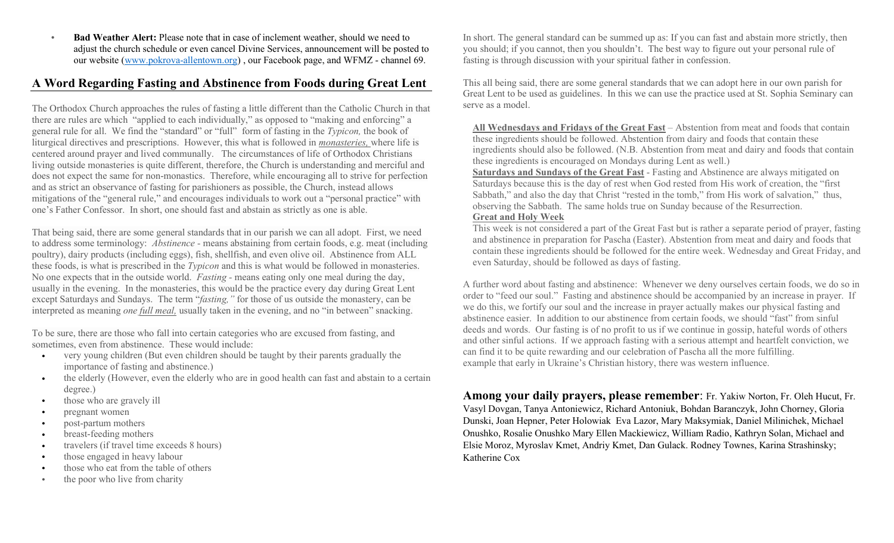- **Bad Weather Alert:** Please note that in case of inclement weather, should we need to adjust the church schedule or even cancel Divine Services, announcement will be posted to our website (www.pokrova-allentown.org) , our Facebook page, and WFMZ - channel 69.

## A Word Regarding Fasting and Abstinence from Foods during Great Lent

The Orthodox Church approaches the rules of fasting a little different than the Catholic Church in that there are rules are which "applied to each individually," as opposed to "making and enforcing" a general rule for all. We find the "standard" or "full" form of fasting in the *Typicon,* the book of liturgical directives and prescriptions. However, this what is followed in ***monasteries,*** where life is centered around prayer and lived communally. The circumstances of life of Orthodox Christians living outside monasteries is quite different, therefore, the Church is understanding and merciful and does not expect the same for non-monastics. Therefore, while encouraging all to strive for perfection and as strict an observance of fasting for parishioners as possible, the Church, instead allows mitigations of the "general rule," and encourages individuals to work out a "personal practice" with one's Father Confessor. In short, one should fast and abstain as strictly as one is able.

That being said, there are some general standards that in our parish we can all adopt. First, we need to address some terminology: *Abstinence* - means abstaining from certain foods, e.g. meat (including poultry), dairy products (including eggs), fish, shellfish, and even olive oil. Abstinence from ALL these foods, is what is prescribed in the *Typicon* and this is what would be followed in monasteries. No one expects that in the outside world. *Fasting* - means eating only one meal during the day, usually in the evening. In the monasteries, this would be the practice every day during Great Lent except Saturdays and Sundays. The term "*fasting,"* for those of us outside the monastery, can be interpreted as meaning *one full meal,* usually taken in the evening, and no "in between" snacking.

To be sure, there are those who fall into certain categories who are excused from fasting, and sometimes, even from abstinence. These would include:

- very young children (But even children should be taught by their parents gradually the importance of fasting and abstinence.)
- the elderly (However, even the elderly who are in good health can fast and abstain to a certain degree.)
- those who are gravely ill
- pregnant women
- post-partum mothers
- breast-feeding mothers
- travelers (if travel time exceeds 8 hours)
- those engaged in heavy labour
- those who eat from the table of others
- the poor who live from charity

In short. The general standard can be summed up as: If you can fast and abstain more strictly, then you should; if you cannot, then you shouldn't. The best way to figure out your personal rule of fasting is through discussion with your spiritual father in confession.

This all being said, there are some general standards that we can adopt here in our own parish for Great Lent to be used as guidelines. In this we can use the practice used at St. Sophia Seminary can serve as a model.

**All Wednesdays and Fridays of the Great Fast** – Abstention from meat and foods that contain these ingredients should be followed. Abstention from dairy and foods that contain these ingredients should also be followed. (N.B. Abstention from meat and dairy and foods that contain these ingredients is encouraged on Mondays during Lent as well.)

**Saturdays and Sundays of the Great Fast** - Fasting and Abstinence are always mitigated on Saturdays because this is the day of rest when God rested from His work of creation, the "first Sabbath," and also the day that Christ "rested in the tomb," from His work of salvation," thus, observing the Sabbath. The same holds true on Sunday because of the Resurrection.

**Great and Holy Week**

This week is not considered a part of the Great Fast but is rather a separate period of prayer, fasting and abstinence in preparation for Pascha (Easter). Abstention from meat and dairy and foods that contain these ingredients should be followed for the entire week. Wednesday and Great Friday, and even Saturday, should be followed as days of fasting.

A further word about fasting and abstinence: Whenever we deny ourselves certain foods, we do so in order to "feed our soul." Fasting and abstinence should be accompanied by an increase in prayer. If we do this, we fortify our soul and the increase in prayer actually makes our physical fasting and abstinence easier. In addition to our abstinence from certain foods, we should "fast" from sinful deeds and words. Our fasting is of no profit to us if we continue in gossip, hateful words of others and other sinful actions. If we approach fasting with a serious attempt and heartfelt conviction, we can find it to be quite rewarding and our celebration of Pascha all the more fulfilling.
example that early in Ukraine's Christian history, there was western influence.

**Among your daily prayers, please remember**: Fr. Yakiw Norton, Fr. Oleh Hucut, Fr. Vasyl Dovgan, Tanya Antoniewicz, Richard Antoniuk, Bohdan Baranczyk, John Chorney, Gloria Dunski, Joan Hepner, Peter Holowiak Eva Lazor, Mary Maksymiak, Daniel Milinichek, Michael Onushko, Rosalie Onushko Mary Ellen Mackiewicz, William Radio, Kathryn Solan, Michael and Elsie Moroz, Myroslav Kmet, Andriy Kmet, Dan Gulack. Rodney Townes, Karina Strashinsky; Katherine Cox